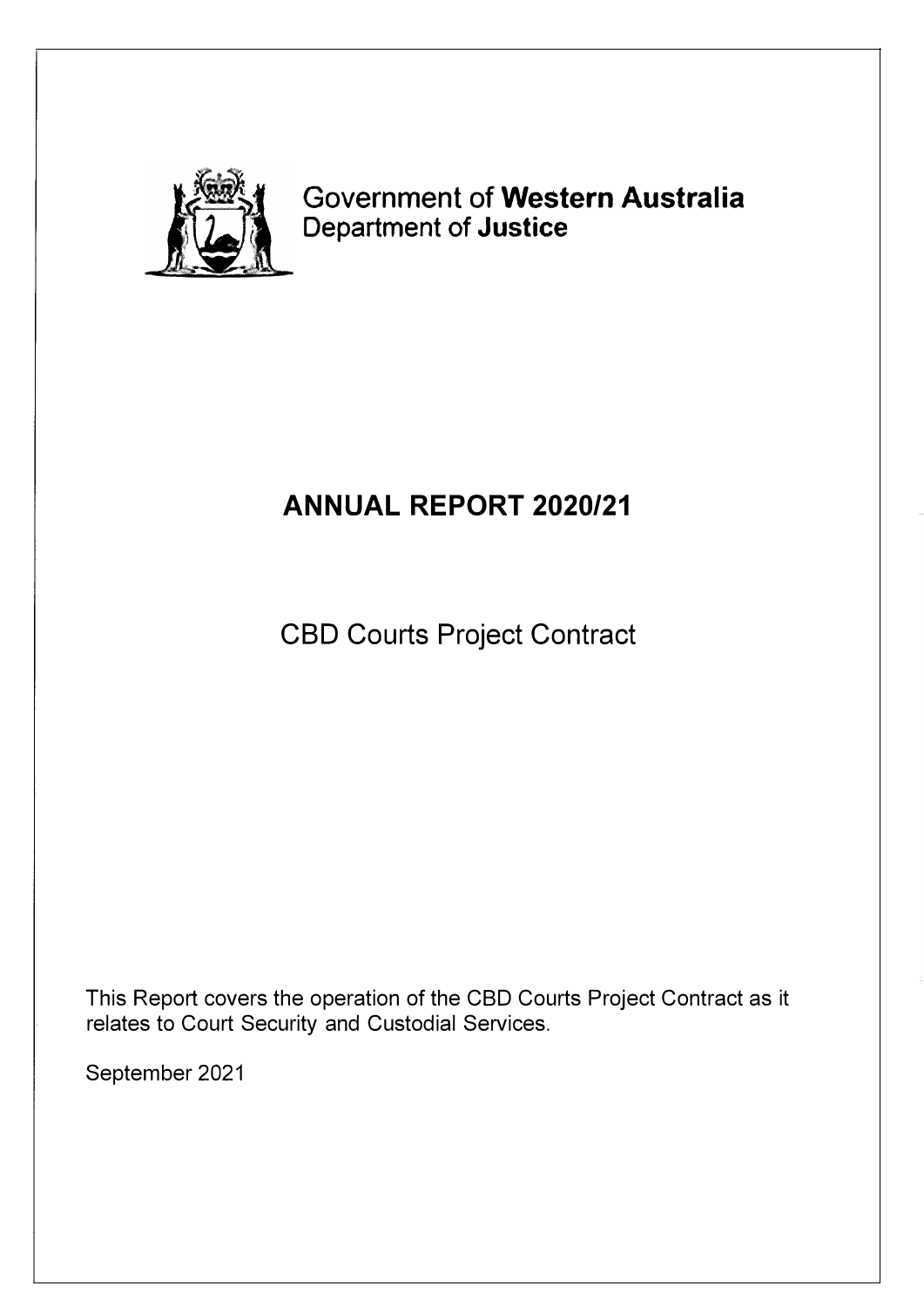Government of **Western Australia**
Department of **Justice**

# ANNUAL REPORT 2020/21

## CBD Courts Project Contract

This Report covers the operation of the CBD Courts Project Contract as it relates to Court Security and Custodial Services.

September 2021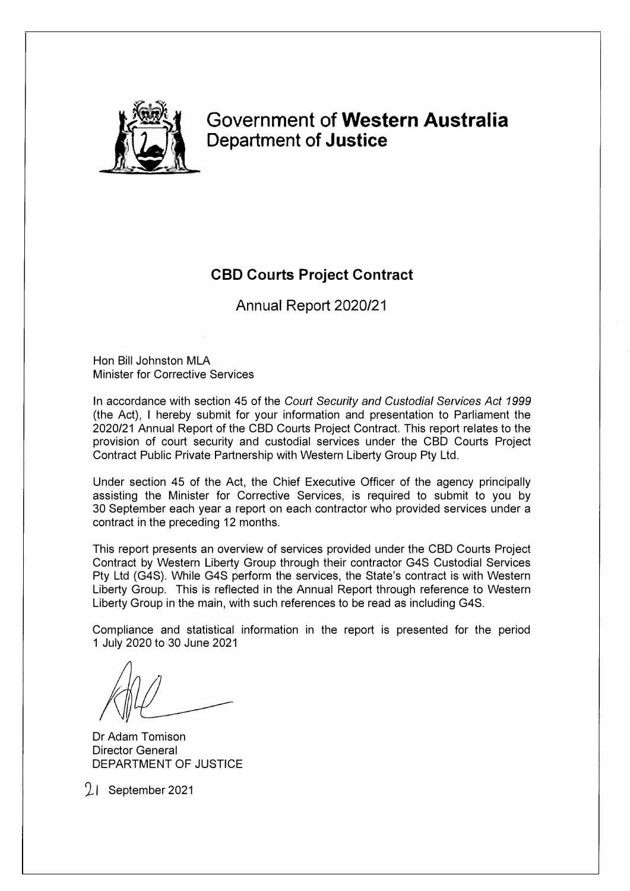# Government of **Western Australia**
## Department of **Justice**

### CBD Courts Project Contract

Annual Report 2020/21

Hon Bill Johnston MLA
Minister for Corrective Services

In accordance with section 45 of the *Court Security and Custodial Services Act 1999* (the Act), I hereby submit for your information and presentation to Parliament the 2020/21 Annual Report of the CBD Courts Project Contract. This report relates to the provision of court security and custodial services under the CBD Courts Project Contract Public Private Partnership with Western Liberty Group Pty Ltd.

Under section 45 of the Act, the Chief Executive Officer of the agency principally assisting the Minister for Corrective Services, is required to submit to you by 30 September each year a report on each contractor who provided services under a contract in the preceding 12 months.

This report presents an overview of services provided under the CBD Courts Project Contract by Western Liberty Group through their contractor G4S Custodial Services Pty Ltd (G4S). While G4S perform the services, the State's contract is with Western Liberty Group. This is reflected in the Annual Report through reference to Western Liberty Group in the main, with such references to be read as including G4S.

Compliance and statistical information in the report is presented for the period 1 July 2020 to 30 June 2021

Dr Adam Tomison
Director General
DEPARTMENT OF JUSTICE

21 September 2021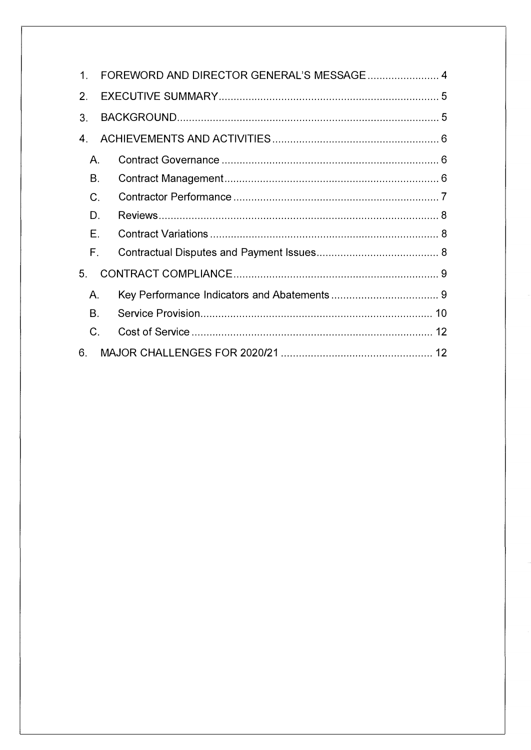1. FOREWORD AND DIRECTOR GENERAL'S MESSAGE ........................ 4
2. EXECUTIVE SUMMARY ........................ 5
3. BACKGROUND ........................ 5
4. ACHIEVEMENTS AND ACTIVITIES ........................ 6
   - A. Contract Governance ........................ 6
   - B. Contract Management ........................ 6
   - C. Contractor Performance ........................ 7
   - D. Reviews ........................ 8
   - E. Contract Variations ........................ 8
   - F. Contractual Disputes and Payment Issues ........................ 8
5. CONTRACT COMPLIANCE ........................ 9
   - A. Key Performance Indicators and Abatements ........................ 9
   - B. Service Provision ........................ 10
   - C. Cost of Service ........................ 12
6. MAJOR CHALLENGES FOR 2020/21 ........................ 12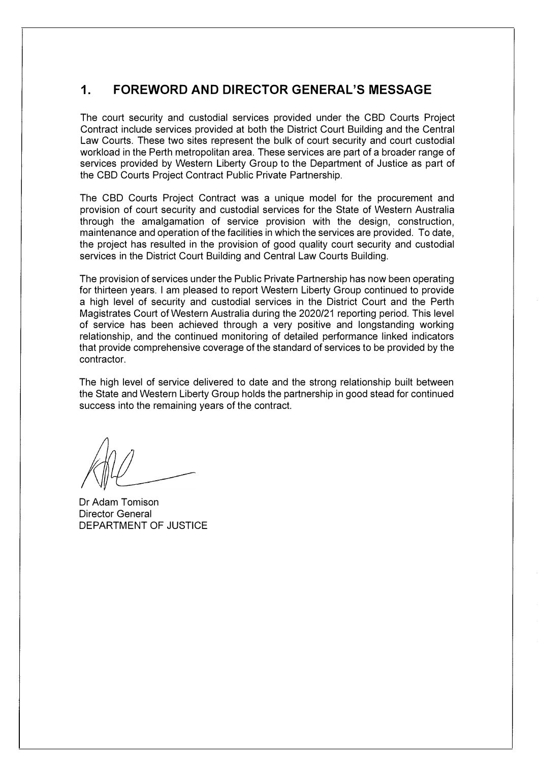## 1. FOREWORD AND DIRECTOR GENERAL'S MESSAGE

The court security and custodial services provided under the CBD Courts Project Contract include services provided at both the District Court Building and the Central Law Courts. These two sites represent the bulk of court security and court custodial workload in the Perth metropolitan area. These services are part of a broader range of services provided by Western Liberty Group to the Department of Justice as part of the CBD Courts Project Contract Public Private Partnership.

The CBD Courts Project Contract was a unique model for the procurement and provision of court security and custodial services for the State of Western Australia through the amalgamation of service provision with the design, construction, maintenance and operation of the facilities in which the services are provided. To date, the project has resulted in the provision of good quality court security and custodial services in the District Court Building and Central Law Courts Building.

The provision of services under the Public Private Partnership has now been operating for thirteen years. I am pleased to report Western Liberty Group continued to provide a high level of security and custodial services in the District Court and the Perth Magistrates Court of Western Australia during the 2020/21 reporting period. This level of service has been achieved through a very positive and longstanding working relationship, and the continued monitoring of detailed performance linked indicators that provide comprehensive coverage of the standard of services to be provided by the contractor.

The high level of service delivered to date and the strong relationship built between the State and Western Liberty Group holds the partnership in good stead for continued success into the remaining years of the contract.

Dr Adam Tomison
Director General
DEPARTMENT OF JUSTICE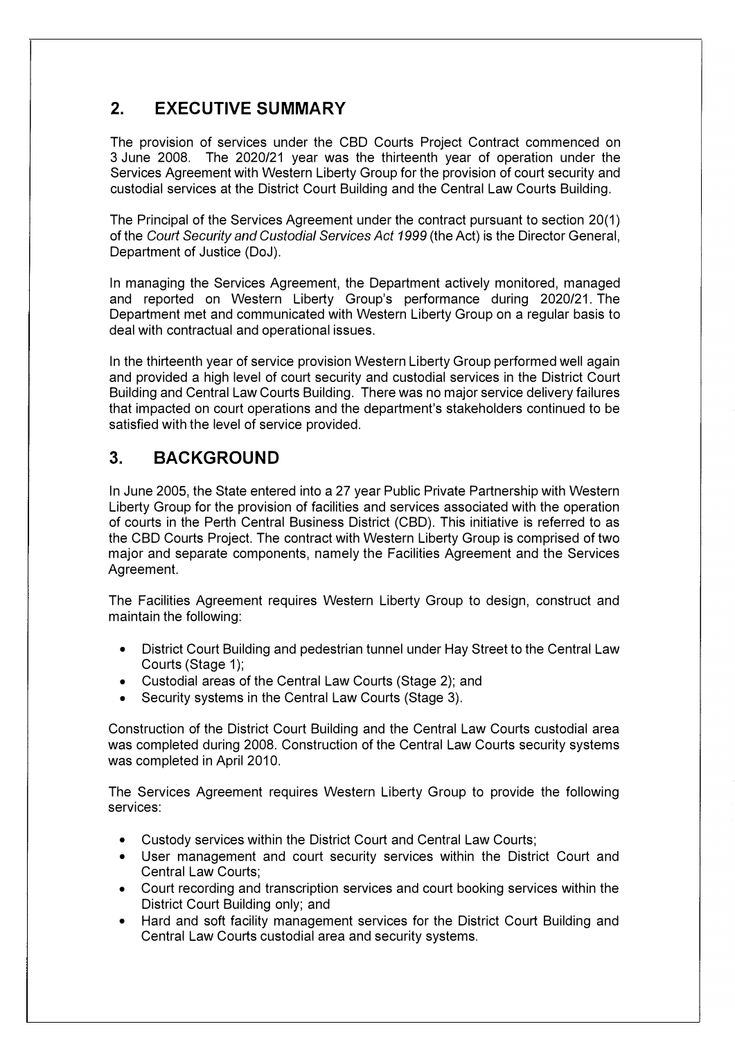## 2. EXECUTIVE SUMMARY

The provision of services under the CBD Courts Project Contract commenced on 3 June 2008. The 2020/21 year was the thirteenth year of operation under the Services Agreement with Western Liberty Group for the provision of court security and custodial services at the District Court Building and the Central Law Courts Building.

The Principal of the Services Agreement under the contract pursuant to section 20(1) of the *Court Security and Custodial Services Act 1999* (the Act) is the Director General, Department of Justice (DoJ).

In managing the Services Agreement, the Department actively monitored, managed and reported on Western Liberty Group's performance during 2020/21. The Department met and communicated with Western Liberty Group on a regular basis to deal with contractual and operational issues.

In the thirteenth year of service provision Western Liberty Group performed well again and provided a high level of court security and custodial services in the District Court Building and Central Law Courts Building. There was no major service delivery failures that impacted on court operations and the department's stakeholders continued to be satisfied with the level of service provided.

## 3. BACKGROUND

In June 2005, the State entered into a 27 year Public Private Partnership with Western Liberty Group for the provision of facilities and services associated with the operation of courts in the Perth Central Business District (CBD). This initiative is referred to as the CBD Courts Project. The contract with Western Liberty Group is comprised of two major and separate components, namely the Facilities Agreement and the Services Agreement.

The Facilities Agreement requires Western Liberty Group to design, construct and maintain the following:

- District Court Building and pedestrian tunnel under Hay Street to the Central Law Courts (Stage 1);
- Custodial areas of the Central Law Courts (Stage 2); and
- Security systems in the Central Law Courts (Stage 3).

Construction of the District Court Building and the Central Law Courts custodial area was completed during 2008. Construction of the Central Law Courts security systems was completed in April 2010.

The Services Agreement requires Western Liberty Group to provide the following services:

- Custody services within the District Court and Central Law Courts;
- User management and court security services within the District Court and Central Law Courts;
- Court recording and transcription services and court booking services within the District Court Building only; and
- Hard and soft facility management services for the District Court Building and Central Law Courts custodial area and security systems.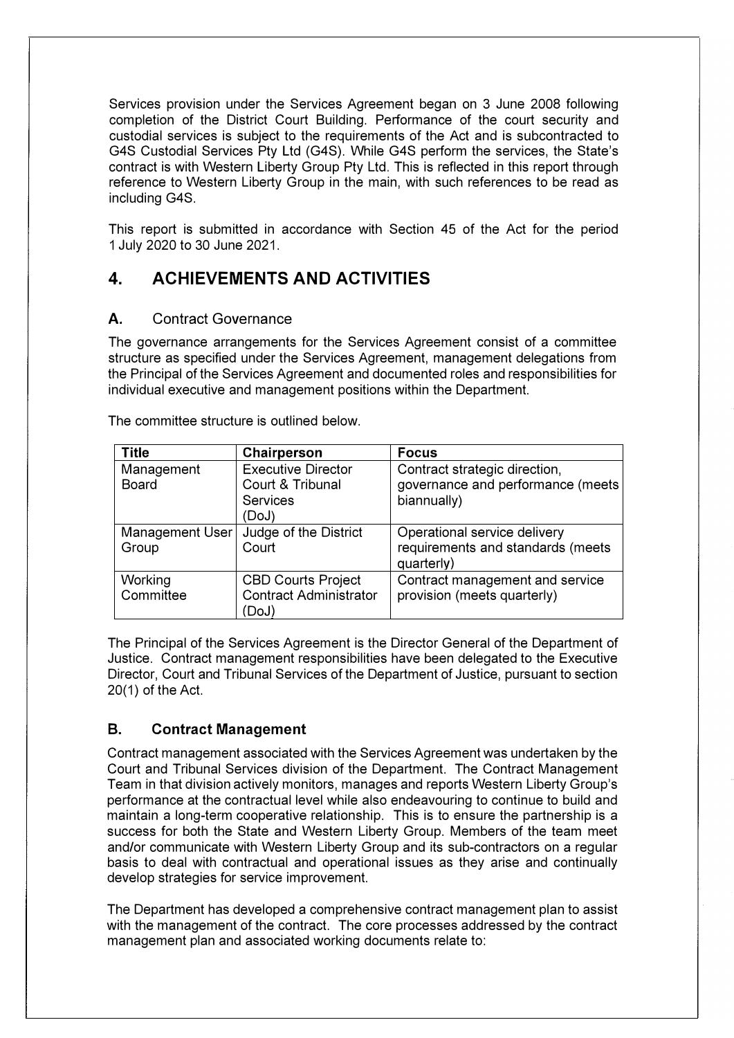Services provision under the Services Agreement began on 3 June 2008 following completion of the District Court Building. Performance of the court security and custodial services is subject to the requirements of the Act and is subcontracted to G4S Custodial Services Pty Ltd (G4S). While G4S perform the services, the State's contract is with Western Liberty Group Pty Ltd. This is reflected in this report through reference to Western Liberty Group in the main, with such references to be read as including G4S.

This report is submitted in accordance with Section 45 of the Act for the period 1 July 2020 to 30 June 2021.

## 4. ACHIEVEMENTS AND ACTIVITIES

### A. Contract Governance

The governance arrangements for the Services Agreement consist of a committee structure as specified under the Services Agreement, management delegations from the Principal of the Services Agreement and documented roles and responsibilities for individual executive and management positions within the Department.

The committee structure is outlined below.

| Title | Chairperson | Focus |
|---|---|---|
| Management Board | Executive Director Court & Tribunal Services (DoJ) | Contract strategic direction, governance and performance (meets biannually) |
| Management User Group | Judge of the District Court | Operational service delivery requirements and standards (meets quarterly) |
| Working Committee | CBD Courts Project Contract Administrator (DoJ) | Contract management and service provision (meets quarterly) |

The Principal of the Services Agreement is the Director General of the Department of Justice. Contract management responsibilities have been delegated to the Executive Director, Court and Tribunal Services of the Department of Justice, pursuant to section 20(1) of the Act.

### B. Contract Management

Contract management associated with the Services Agreement was undertaken by the Court and Tribunal Services division of the Department. The Contract Management Team in that division actively monitors, manages and reports Western Liberty Group's performance at the contractual level while also endeavouring to continue to build and maintain a long-term cooperative relationship. This is to ensure the partnership is a success for both the State and Western Liberty Group. Members of the team meet and/or communicate with Western Liberty Group and its sub-contractors on a regular basis to deal with contractual and operational issues as they arise and continually develop strategies for service improvement.

The Department has developed a comprehensive contract management plan to assist with the management of the contract. The core processes addressed by the contract management plan and associated working documents relate to: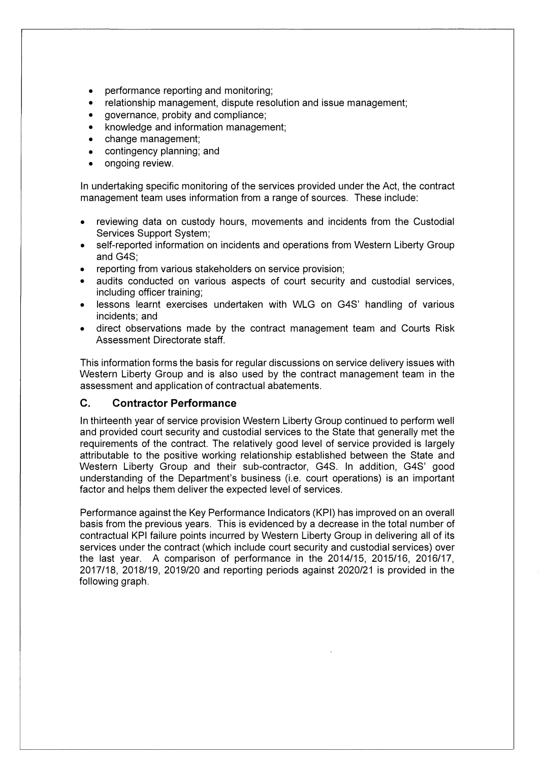- performance reporting and monitoring;
- relationship management, dispute resolution and issue management;
- governance, probity and compliance;
- knowledge and information management;
- change management;
- contingency planning; and
- ongoing review.

In undertaking specific monitoring of the services provided under the Act, the contract management team uses information from a range of sources. These include:

- reviewing data on custody hours, movements and incidents from the Custodial Services Support System;
- self-reported information on incidents and operations from Western Liberty Group and G4S;
- reporting from various stakeholders on service provision;
- audits conducted on various aspects of court security and custodial services, including officer training;
- lessons learnt exercises undertaken with WLG on G4S' handling of various incidents; and
- direct observations made by the contract management team and Courts Risk Assessment Directorate staff.

This information forms the basis for regular discussions on service delivery issues with Western Liberty Group and is also used by the contract management team in the assessment and application of contractual abatements.

## C. Contractor Performance

In thirteenth year of service provision Western Liberty Group continued to perform well and provided court security and custodial services to the State that generally met the requirements of the contract. The relatively good level of service provided is largely attributable to the positive working relationship established between the State and Western Liberty Group and their sub-contractor, G4S. In addition, G4S' good understanding of the Department's business (i.e. court operations) is an important factor and helps them deliver the expected level of services.

Performance against the Key Performance Indicators (KPI) has improved on an overall basis from the previous years. This is evidenced by a decrease in the total number of contractual KPI failure points incurred by Western Liberty Group in delivering all of its services under the contract (which include court security and custodial services) over the last year. A comparison of performance in the 2014/15, 2015/16, 2016/17, 2017/18, 2018/19, 2019/20 and reporting periods against 2020/21 is provided in the following graph.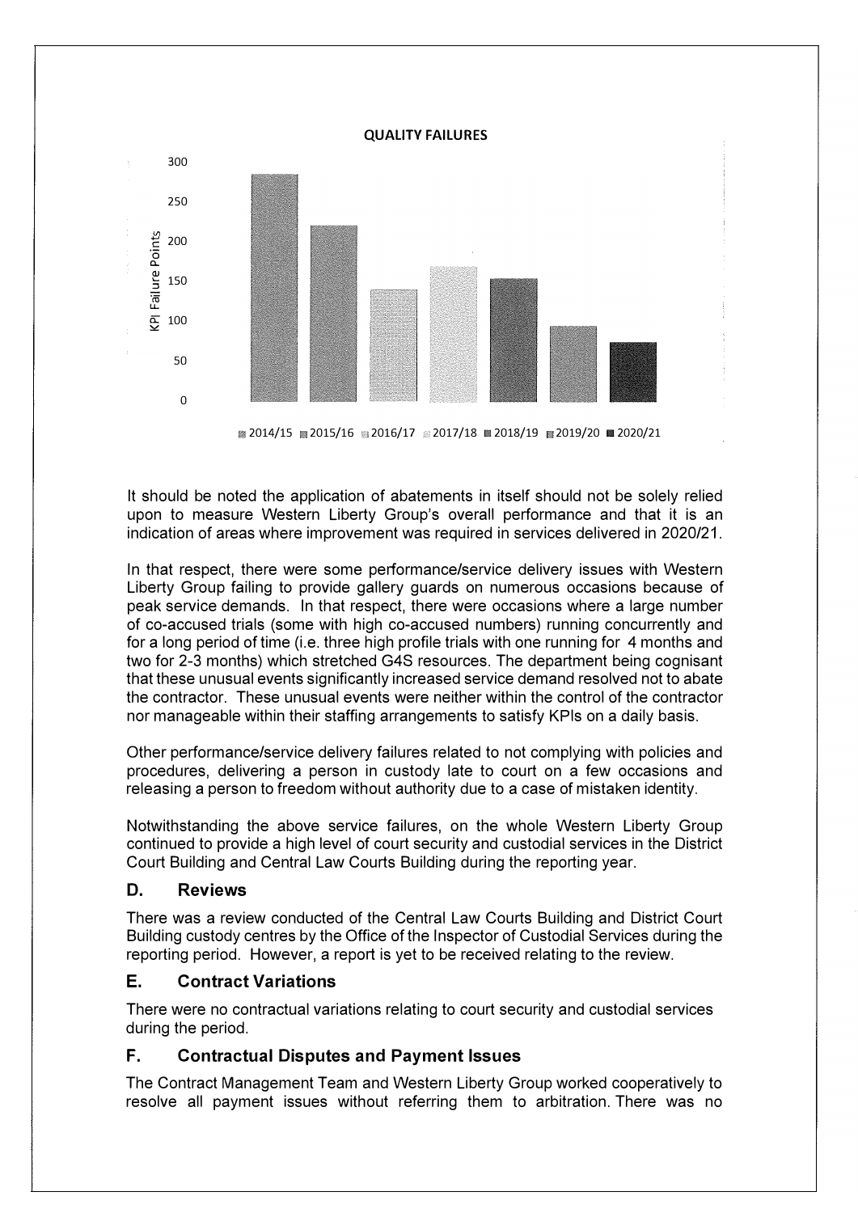**QUALITY FAILURES**

It should be noted the application of abatements in itself should not be solely relied upon to measure Western Liberty Group's overall performance and that it is an indication of areas where improvement was required in services delivered in 2020/21.

In that respect, there were some performance/service delivery issues with Western Liberty Group failing to provide gallery guards on numerous occasions because of peak service demands. In that respect, there were occasions where a large number of co-accused trials (some with high co-accused numbers) running concurrently and for a long period of time (i.e. three high profile trials with one running for 4 months and two for 2-3 months) which stretched G4S resources. The department being cognisant that these unusual events significantly increased service demand resolved not to abate the contractor. These unusual events were neither within the control of the contractor nor manageable within their staffing arrangements to satisfy KPIs on a daily basis.

Other performance/service delivery failures related to not complying with policies and procedures, delivering a person in custody late to court on a few occasions and releasing a person to freedom without authority due to a case of mistaken identity.

Notwithstanding the above service failures, on the whole Western Liberty Group continued to provide a high level of court security and custodial services in the District Court Building and Central Law Courts Building during the reporting year.

## D. Reviews

There was a review conducted of the Central Law Courts Building and District Court Building custody centres by the Office of the Inspector of Custodial Services during the reporting period. However, a report is yet to be received relating to the review.

## E. Contract Variations

There were no contractual variations relating to court security and custodial services during the period.

## F. Contractual Disputes and Payment Issues

The Contract Management Team and Western Liberty Group worked cooperatively to resolve all payment issues without referring them to arbitration. There was no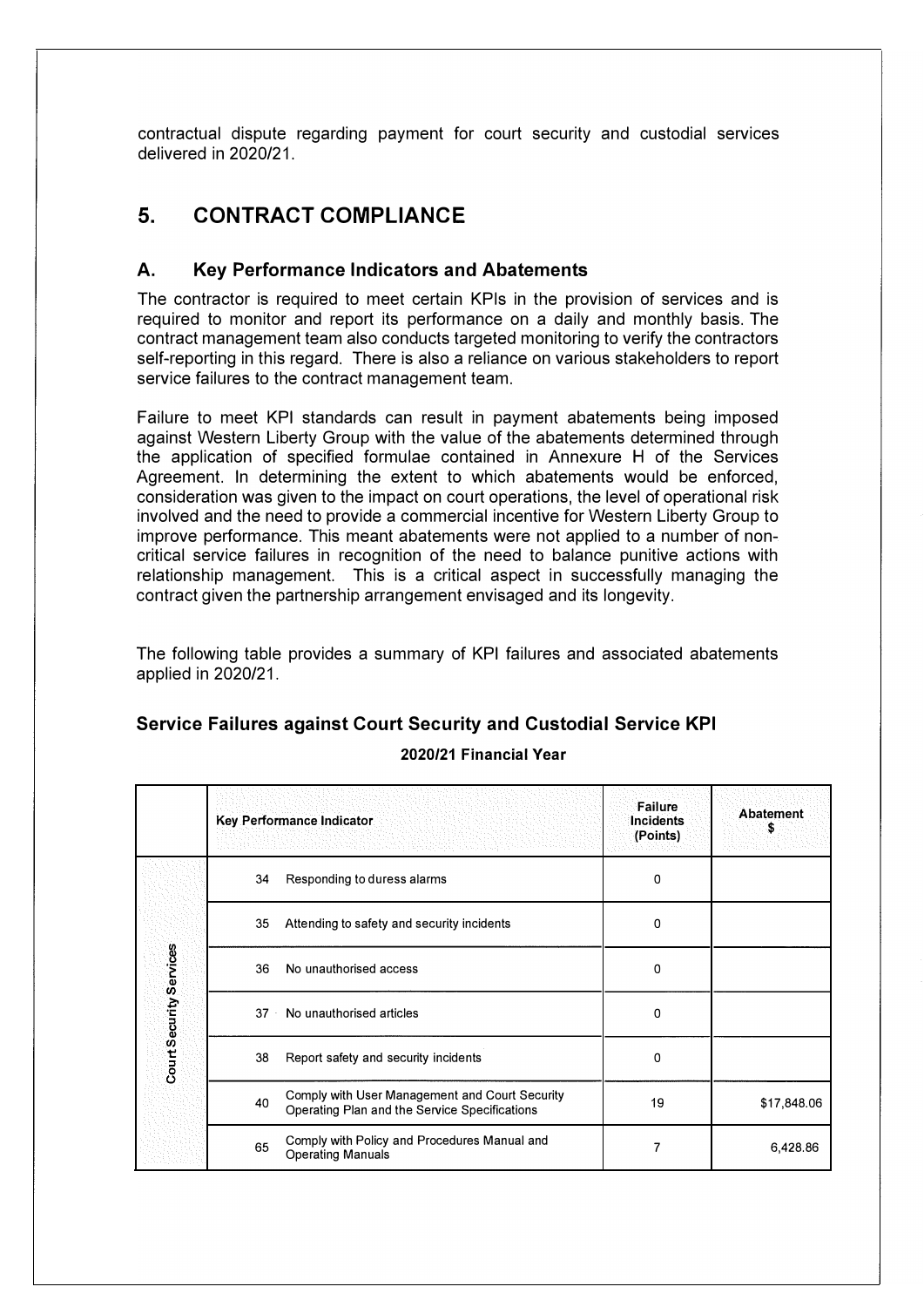contractual dispute regarding payment for court security and custodial services delivered in 2020/21.

## 5. CONTRACT COMPLIANCE

### A. Key Performance Indicators and Abatements

The contractor is required to meet certain KPIs in the provision of services and is required to monitor and report its performance on a daily and monthly basis. The contract management team also conducts targeted monitoring to verify the contractors self-reporting in this regard. There is also a reliance on various stakeholders to report service failures to the contract management team.

Failure to meet KPI standards can result in payment abatements being imposed against Western Liberty Group with the value of the abatements determined through the application of specified formulae contained in Annexure H of the Services Agreement. In determining the extent to which abatements would be enforced, consideration was given to the impact on court operations, the level of operational risk involved and the need to provide a commercial incentive for Western Liberty Group to improve performance. This meant abatements were not applied to a number of non-critical service failures in recognition of the need to balance punitive actions with relationship management. This is a critical aspect in successfully managing the contract given the partnership arrangement envisaged and its longevity.

The following table provides a summary of KPI failures and associated abatements applied in 2020/21.

### Service Failures against Court Security and Custodial Service KPI

**2020/21 Financial Year**

| | | Key Performance Indicator | Failure Incidents (Points) | Abatement $ |
|---|---|---|---|---|
| Court Security Services | 34 | Responding to duress alarms | 0 | |
| | 35 | Attending to safety and security incidents | 0 | |
| | 36 | No unauthorised access | 0 | |
| | 37 | No unauthorised articles | 0 | |
| | 38 | Report safety and security incidents | 0 | |
| | 40 | Comply with User Management and Court Security Operating Plan and the Service Specifications | 19 | $17,848.06 |
| | 65 | Comply with Policy and Procedures Manual and Operating Manuals | 7 | 6,428.86 |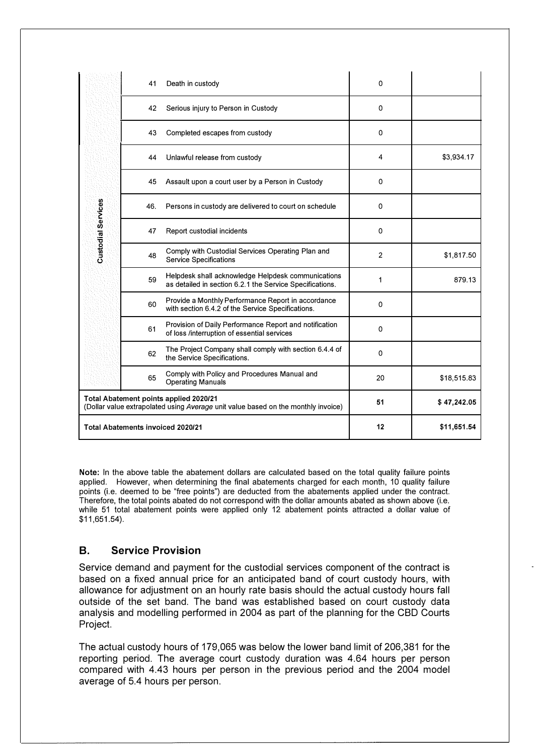| | | | | |
|---|---|---|---|---|
| Custodial Services | 41 | Death in custody | 0 | |
| | 42 | Serious injury to Person in Custody | 0 | |
| | 43 | Completed escapes from custody | 0 | |
| | 44 | Unlawful release from custody | 4 | $3,934.17 |
| | 45 | Assault upon a court user by a Person in Custody | 0 | |
| | 46. | Persons in custody are delivered to court on schedule | 0 | |
| | 47 | Report custodial incidents | 0 | |
| | 48 | Comply with Custodial Services Operating Plan and Service Specifications | 2 | $1,817.50 |
| | 59 | Helpdesk shall acknowledge Helpdesk communications as detailed in section 6.2.1 the Service Specifications. | 1 | 879.13 |
| | 60 | Provide a Monthly Performance Report in accordance with section 6.4.2 of the Service Specifications. | 0 | |
| | 61 | Provision of Daily Performance Report and notification of loss /interruption of essential services | 0 | |
| | 62 | The Project Company shall comply with section 6.4.4 of the Service Specifications. | 0 | |
| | 65 | Comply with Policy and Procedures Manual and Operating Manuals | 20 | $18,515.83 |
| **Total Abatement points applied 2020/21** (Dollar value extrapolated using *Average* unit value based on the monthly invoice) | | | **51** | **$ 47,242.05** |
| **Total Abatements invoiced 2020/21** | | | **12** | **$11,651.54** |

**Note:** In the above table the abatement dollars are calculated based on the total quality failure points applied. However, when determining the final abatements charged for each month, 10 quality failure points (i.e. deemed to be "free points") are deducted from the abatements applied under the contract. Therefore, the total points abated do not correspond with the dollar amounts abated as shown above (i.e. while 51 total abatement points were applied only 12 abatement points attracted a dollar value of $11,651.54).

## B. Service Provision

Service demand and payment for the custodial services component of the contract is based on a fixed annual price for an anticipated band of court custody hours, with allowance for adjustment on an hourly rate basis should the actual custody hours fall outside of the set band. The band was established based on court custody data analysis and modelling performed in 2004 as part of the planning for the CBD Courts Project.

The actual custody hours of 179,065 was below the lower band limit of 206,381 for the reporting period. The average court custody duration was 4.64 hours per person compared with 4.43 hours per person in the previous period and the 2004 model average of 5.4 hours per person.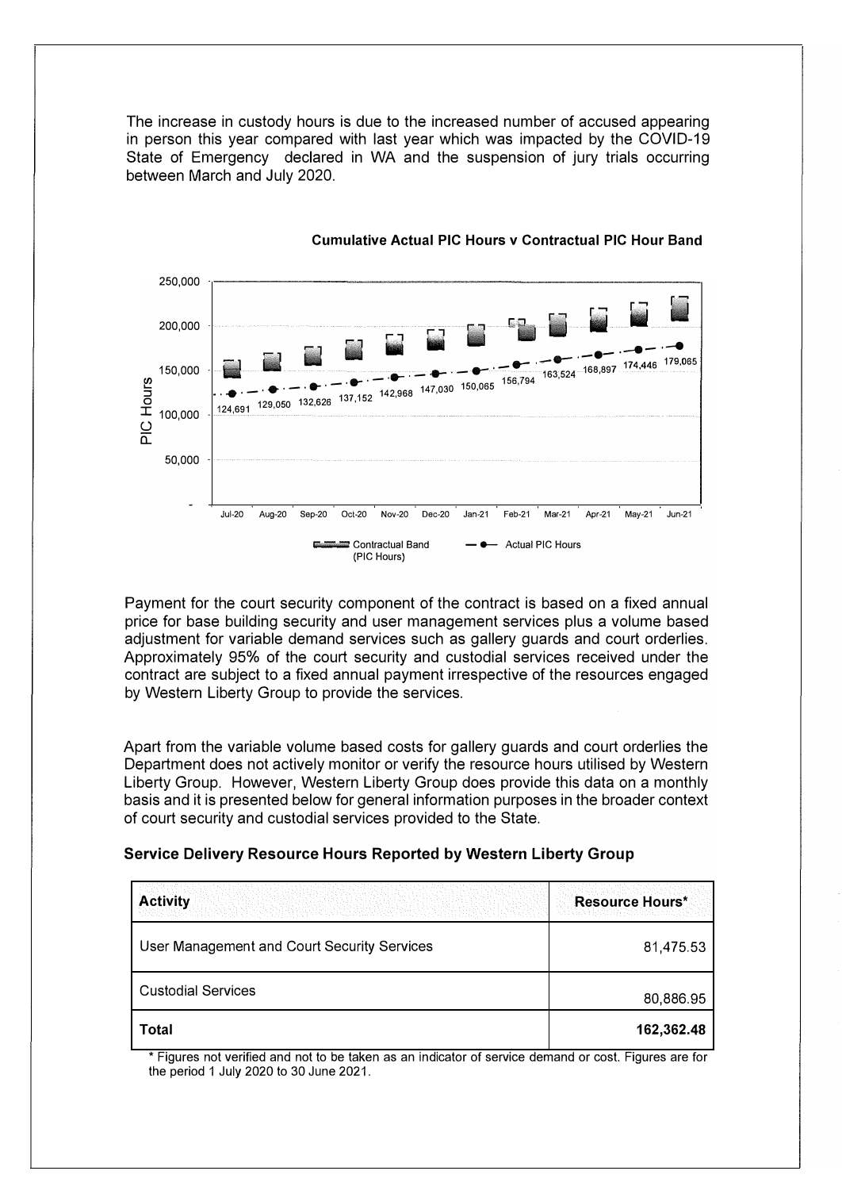The increase in custody hours is due to the increased number of accused appearing in person this year compared with last year which was impacted by the COVID-19 State of Emergency declared in WA and the suspension of jury trials occurring between March and July 2020.

**Cumulative Actual PIC Hours v Contractual PIC Hour Band**

| Month | Actual PIC Hours |
|---|---|
| Jul-20 | 124,691 |
| Aug-20 | 129,050 |
| Sep-20 | 132,626 |
| Oct-20 | 137,152 |
| Nov-20 | 142,968 |
| Dec-20 | 147,030 |
| Jan-21 | 150,065 |
| Feb-21 | 156,794 |
| Mar-21 | 163,524 |
| Apr-21 | 168,897 |
| May-21 | 174,446 |
| Jun-21 | 179,065 |

Contractual Band (PIC Hours) — Actual PIC Hours

Payment for the court security component of the contract is based on a fixed annual price for base building security and user management services plus a volume based adjustment for variable demand services such as gallery guards and court orderlies. Approximately 95% of the court security and custodial services received under the contract are subject to a fixed annual payment irrespective of the resources engaged by Western Liberty Group to provide the services.

Apart from the variable volume based costs for gallery guards and court orderlies the Department does not actively monitor or verify the resource hours utilised by Western Liberty Group. However, Western Liberty Group does provide this data on a monthly basis and it is presented below for general information purposes in the broader context of court security and custodial services provided to the State.

**Service Delivery Resource Hours Reported by Western Liberty Group**

| Activity | Resource Hours* |
|---|---|
| User Management and Court Security Services | 81,475.53 |
| Custodial Services | 80,886.95 |
| **Total** | **162,362.48** |

* Figures not verified and not to be taken as an indicator of service demand or cost. Figures are for the period 1 July 2020 to 30 June 2021.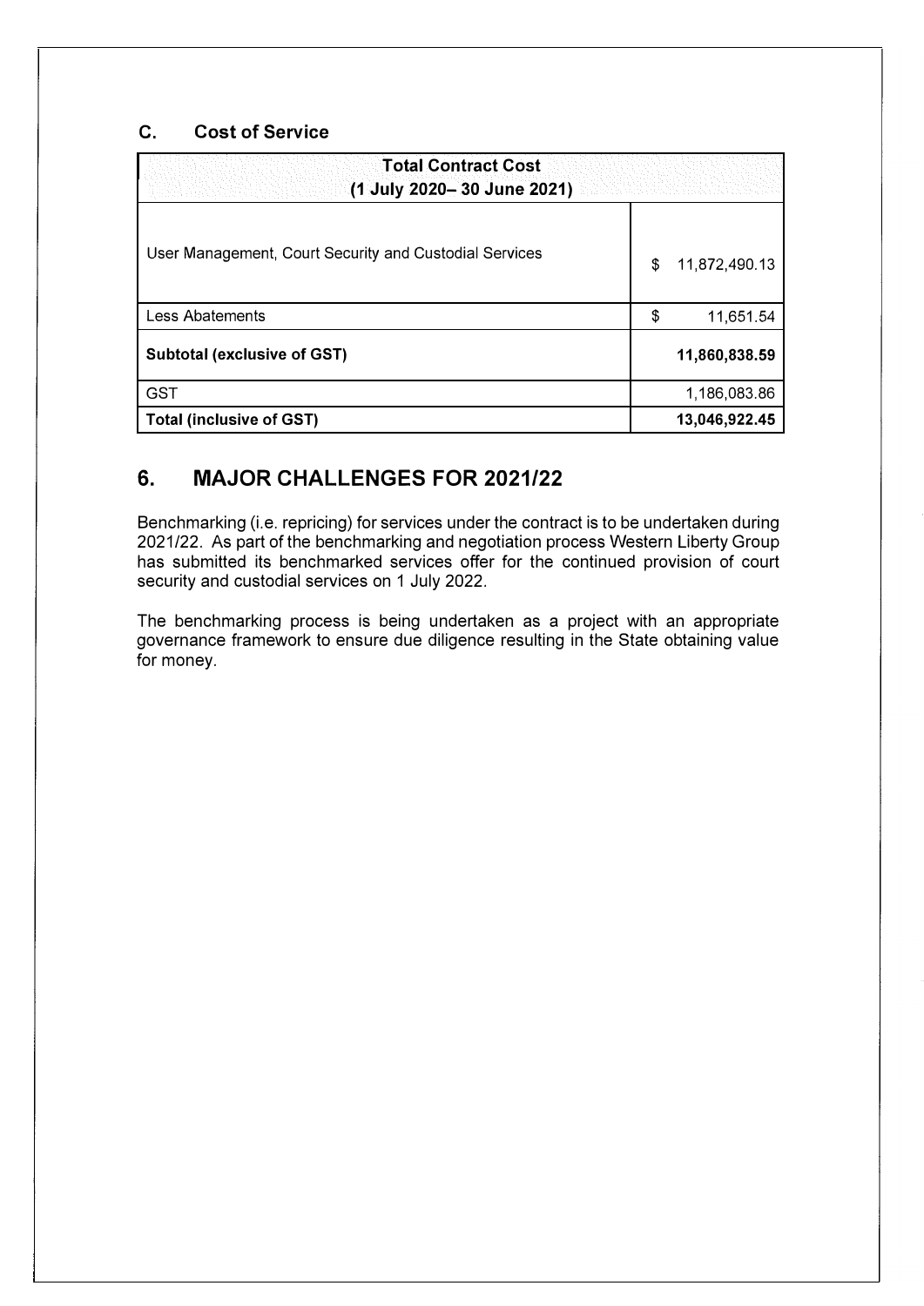### C. Cost of Service

| Total Contract Cost (1 July 2020– 30 June 2021) | |
|---|---|
| User Management, Court Security and Custodial Services | $ 11,872,490.13 |
| Less Abatements | $ 11,651.54 |
| **Subtotal (exclusive of GST)** | **11,860,838.59** |
| GST | 1,186,083.86 |
| **Total (inclusive of GST)** | **13,046,922.45** |

## 6. MAJOR CHALLENGES FOR 2021/22

Benchmarking (i.e. repricing) for services under the contract is to be undertaken during 2021/22. As part of the benchmarking and negotiation process Western Liberty Group has submitted its benchmarked services offer for the continued provision of court security and custodial services on 1 July 2022.

The benchmarking process is being undertaken as a project with an appropriate governance framework to ensure due diligence resulting in the State obtaining value for money.